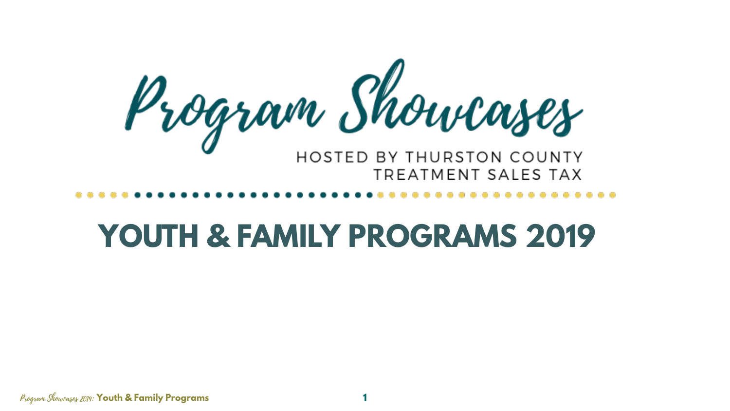# Program Showcases

HOSTED BY THURSTON COUNTY TREATMENT SALES TAX

# YOUTH & FAMILY PROGRAMS 2019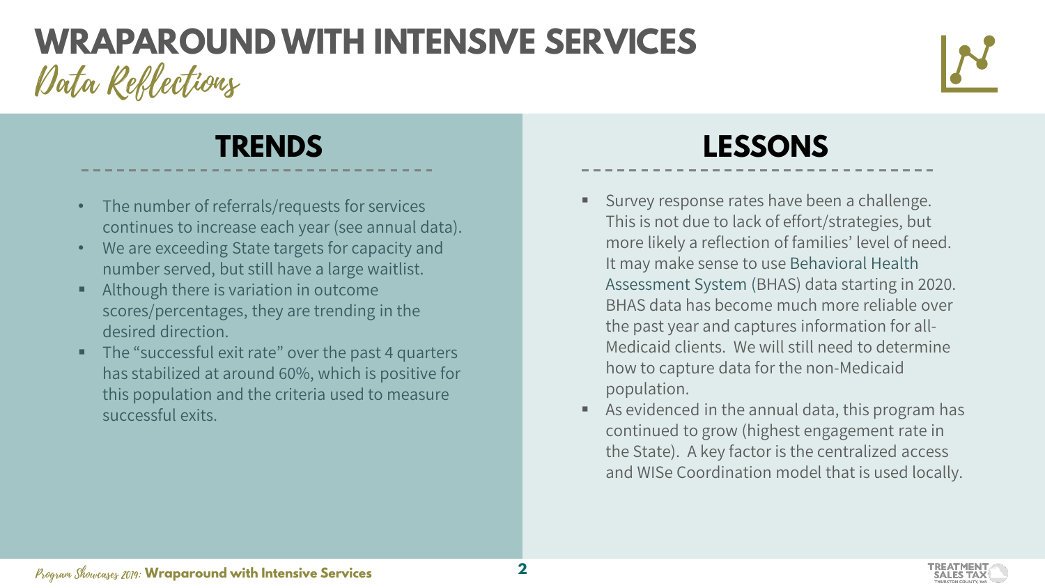# WRAPAROUND WITH INTENSIVE SERVICES

## Data Reflections

### TRENDS

- The number of referrals/requests for services continues to increase each year (see annual data).
- We are exceeding State targets for capacity and number served, but still have a large waitlist.
- Although there is variation in outcome scores/percentages, they are trending in the desired direction.
- The "successful exit rate" over the past 4 quarters has stabilized at around 60%, which is positive for this population and the criteria used to measure successful exits.

### LESSONS

- Survey response rates have been a challenge. This is not due to lack of effort/strategies, but more likely a reflection of families' level of need. It may make sense to use Behavioral Health Assessment System (BHAS) data starting in 2020. BHAS data has become much more reliable over the past year and captures information for all-Medicaid clients. We will still need to determine how to capture data for the non-Medicaid population.
- As evidenced in the annual data, this program has continued to grow (highest engagement rate in the State). A key factor is the centralized access and WISe Coordination model that is used locally.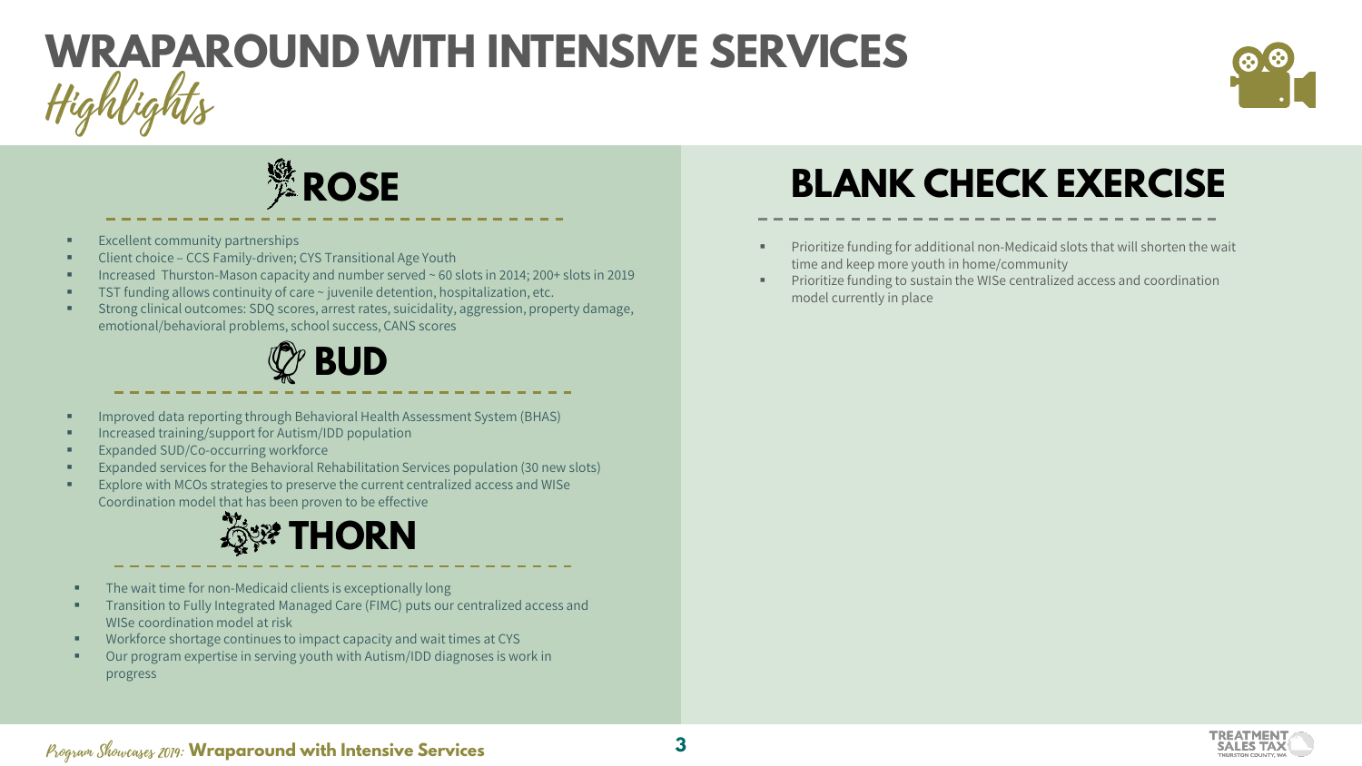# WRAPAROUND WITH INTENSIVE SERVICES

*Highlights*

## ROSE

- Excellent community partnerships
- Client choice – CCS Family-driven; CYS Transitional Age Youth
- Increased Thurston-Mason capacity and number served ~ 60 slots in 2014; 200+ slots in 2019
- TST funding allows continuity of care ~ juvenile detention, hospitalization, etc.
- Strong clinical outcomes: SDQ scores, arrest rates, suicidality, aggression, property damage, emotional/behavioral problems, school success, CANS scores

## BUD

- Improved data reporting through Behavioral Health Assessment System (BHAS)
- Increased training/support for Autism/IDD population
- Expanded SUD/Co-occurring workforce
- Expanded services for the Behavioral Rehabilitation Services population (30 new slots)
- Explore with MCOs strategies to preserve the current centralized access and WISe Coordination model that has been proven to be effective

## THORN

- The wait time for non-Medicaid clients is exceptionally long
- Transition to Fully Integrated Managed Care (FIMC) puts our centralized access and WISe coordination model at risk
- Workforce shortage continues to impact capacity and wait times at CYS
- Our program expertise in serving youth with Autism/IDD diagnoses is work in progress

## BLANK CHECK EXERCISE

- Prioritize funding for additional non-Medicaid slots that will shorten the wait time and keep more youth in home/community
- Prioritize funding to sustain the WISe centralized access and coordination model currently in place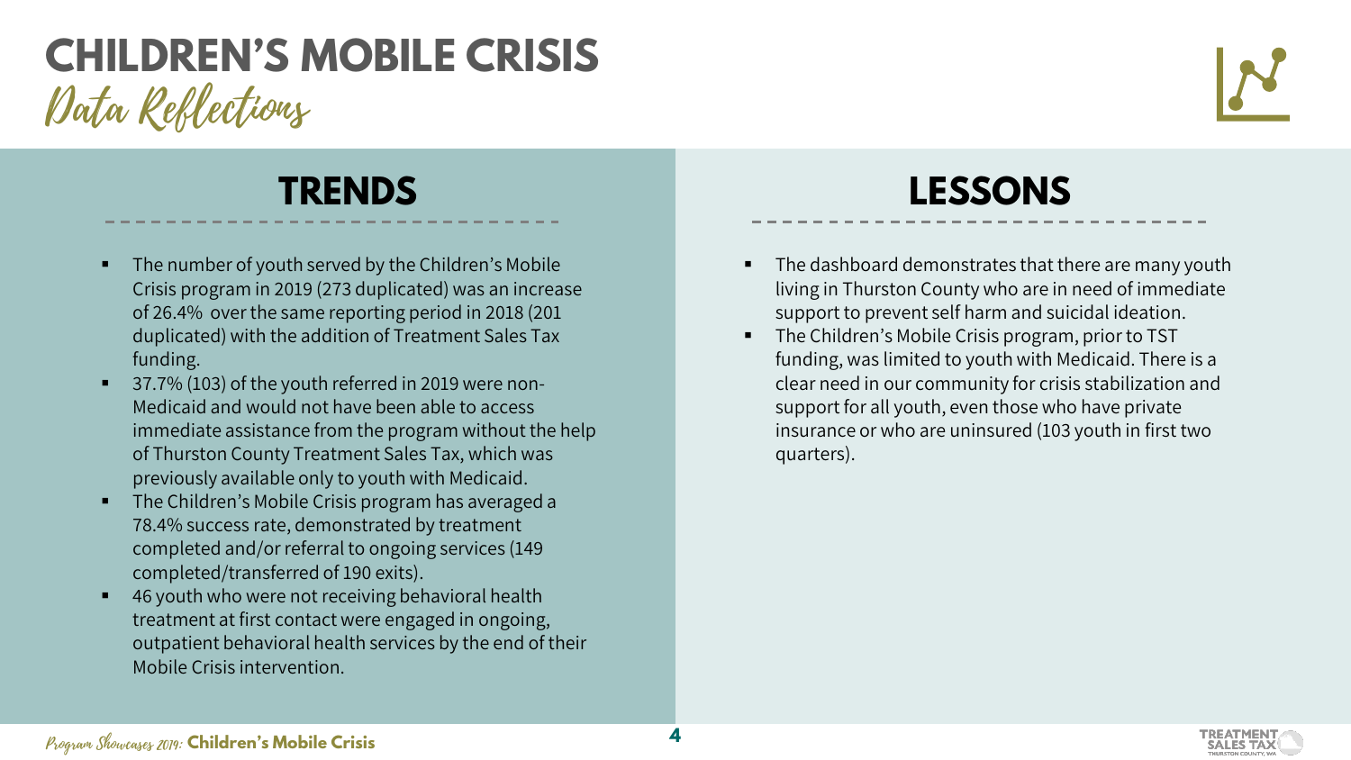# CHILDREN'S MOBILE CRISIS

## Data Reflections

### TRENDS

- The number of youth served by the Children's Mobile Crisis program in 2019 (273 duplicated) was an increase of 26.4% over the same reporting period in 2018 (201 duplicated) with the addition of Treatment Sales Tax funding.
- 37.7% (103) of the youth referred in 2019 were non-Medicaid and would not have been able to access immediate assistance from the program without the help of Thurston County Treatment Sales Tax, which was previously available only to youth with Medicaid.
- The Children's Mobile Crisis program has averaged a 78.4% success rate, demonstrated by treatment completed and/or referral to ongoing services (149 completed/transferred of 190 exits).
- 46 youth who were not receiving behavioral health treatment at first contact were engaged in ongoing, outpatient behavioral health services by the end of their Mobile Crisis intervention.

### LESSONS

- The dashboard demonstrates that there are many youth living in Thurston County who are in need of immediate support to prevent self harm and suicidal ideation.
- The Children's Mobile Crisis program, prior to TST funding, was limited to youth with Medicaid. There is a clear need in our community for crisis stabilization and support for all youth, even those who have private insurance or who are uninsured (103 youth in first two quarters).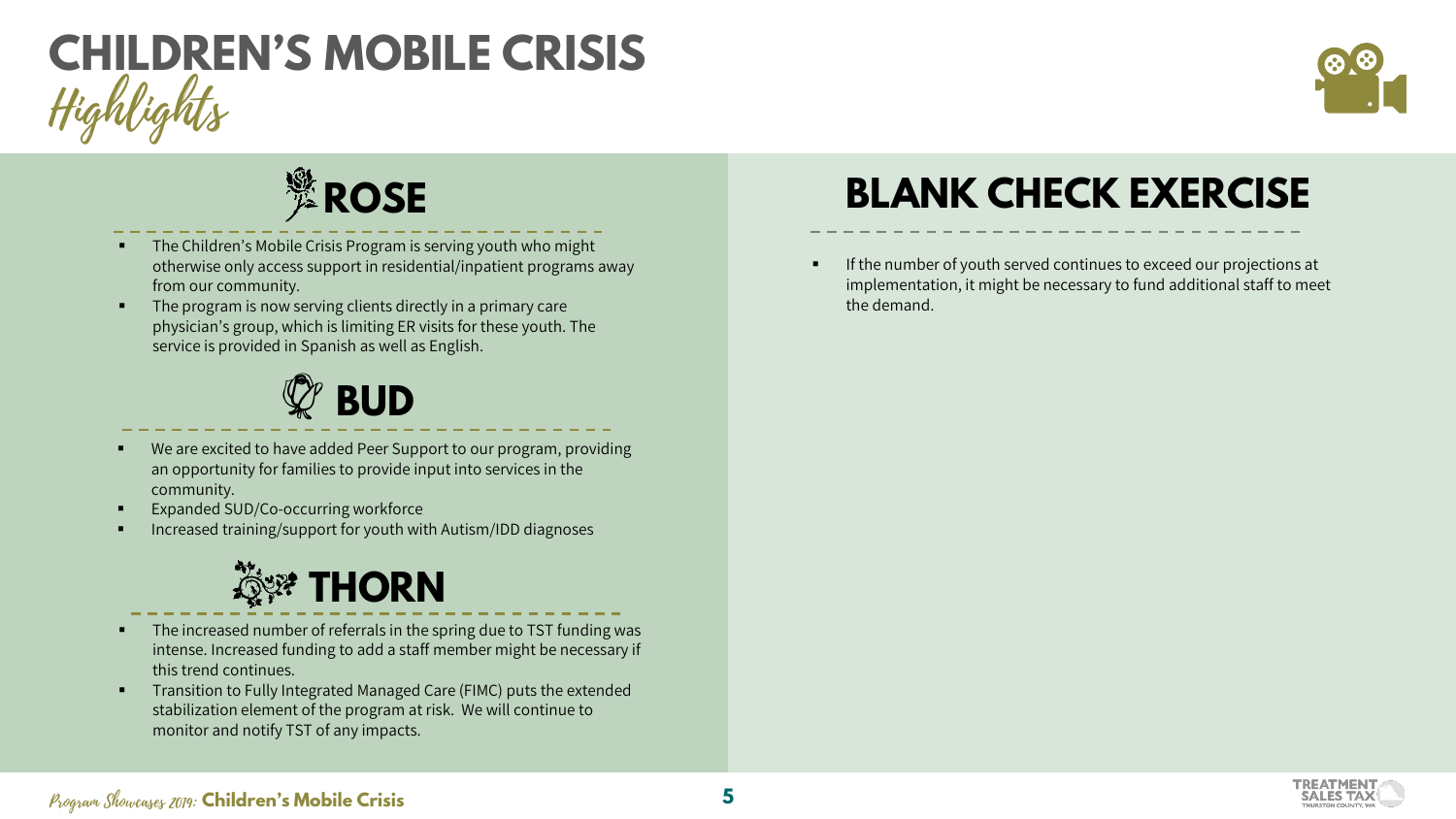# CHILDREN'S MOBILE CRISIS

*Highlights*

## ROSE

- The Children's Mobile Crisis Program is serving youth who might otherwise only access support in residential/inpatient programs away from our community.
- The program is now serving clients directly in a primary care physician's group, which is limiting ER visits for these youth. The service is provided in Spanish as well as English.

## BUD

- We are excited to have added Peer Support to our program, providing an opportunity for families to provide input into services in the community.
- Expanded SUD/Co-occurring workforce
- Increased training/support for youth with Autism/IDD diagnoses

## THORN

- The increased number of referrals in the spring due to TST funding was intense. Increased funding to add a staff member might be necessary if this trend continues.
- Transition to Fully Integrated Managed Care (FIMC) puts the extended stabilization element of the program at risk. We will continue to monitor and notify TST of any impacts.

## BLANK CHECK EXERCISE

- If the number of youth served continues to exceed our projections at implementation, it might be necessary to fund additional staff to meet the demand.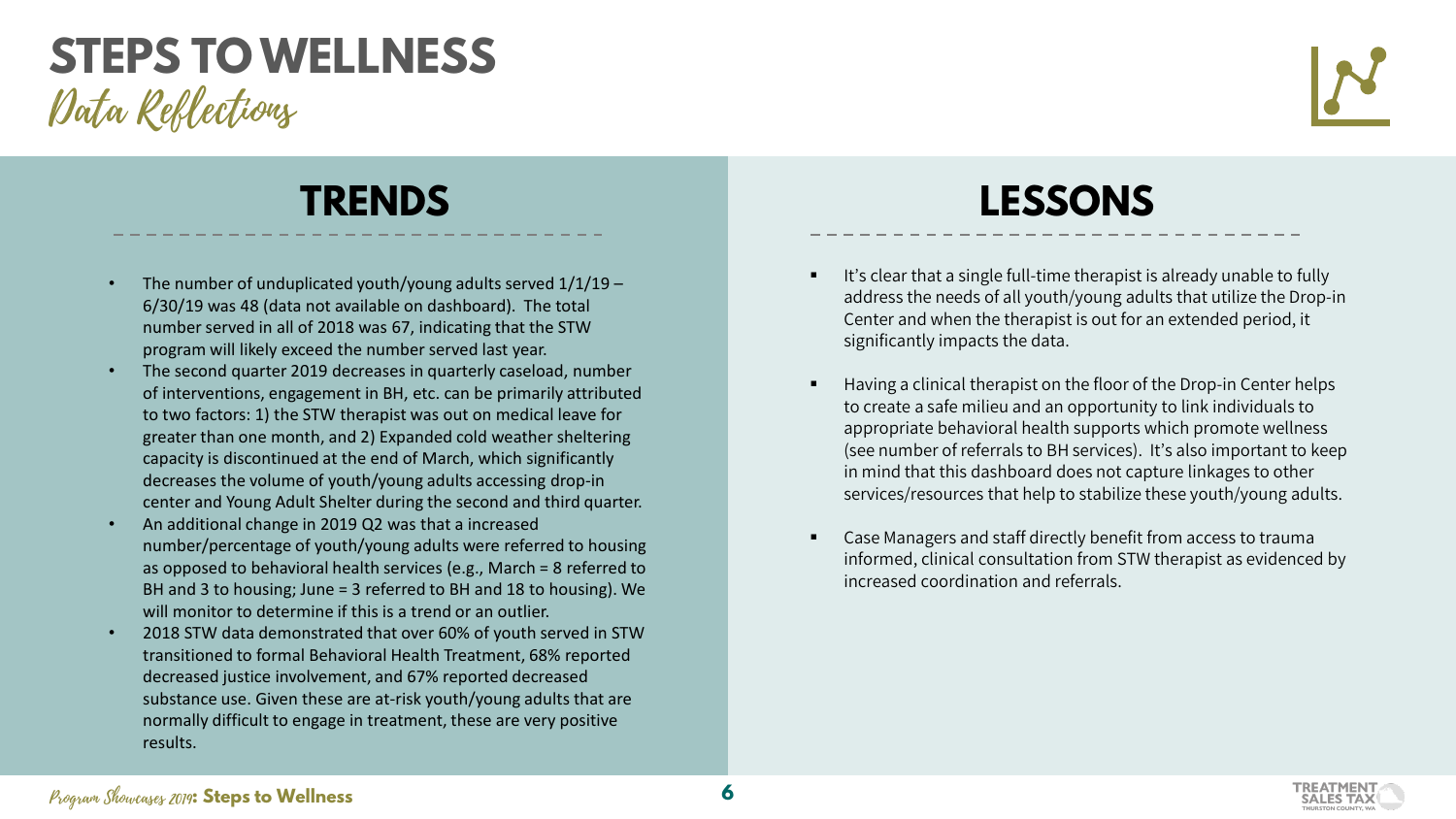# STEPS TO WELLNESS

## Data Reflections

## TRENDS

- The number of unduplicated youth/young adults served 1/1/19 – 6/30/19 was 48 (data not available on dashboard). The total number served in all of 2018 was 67, indicating that the STW program will likely exceed the number served last year.
- The second quarter 2019 decreases in quarterly caseload, number of interventions, engagement in BH, etc. can be primarily attributed to two factors: 1) the STW therapist was out on medical leave for greater than one month, and 2) Expanded cold weather sheltering capacity is discontinued at the end of March, which significantly decreases the volume of youth/young adults accessing drop-in center and Young Adult Shelter during the second and third quarter.
- An additional change in 2019 Q2 was that a increased number/percentage of youth/young adults were referred to housing as opposed to behavioral health services (e.g., March = 8 referred to BH and 3 to housing; June = 3 referred to BH and 18 to housing). We will monitor to determine if this is a trend or an outlier.
- 2018 STW data demonstrated that over 60% of youth served in STW transitioned to formal Behavioral Health Treatment, 68% reported decreased justice involvement, and 67% reported decreased substance use. Given these are at-risk youth/young adults that are normally difficult to engage in treatment, these are very positive results.

## LESSONS

- It's clear that a single full-time therapist is already unable to fully address the needs of all youth/young adults that utilize the Drop-in Center and when the therapist is out for an extended period, it significantly impacts the data.
- Having a clinical therapist on the floor of the Drop-in Center helps to create a safe milieu and an opportunity to link individuals to appropriate behavioral health supports which promote wellness (see number of referrals to BH services). It's also important to keep in mind that this dashboard does not capture linkages to other services/resources that help to stabilize these youth/young adults.
- Case Managers and staff directly benefit from access to trauma informed, clinical consultation from STW therapist as evidenced by increased coordination and referrals.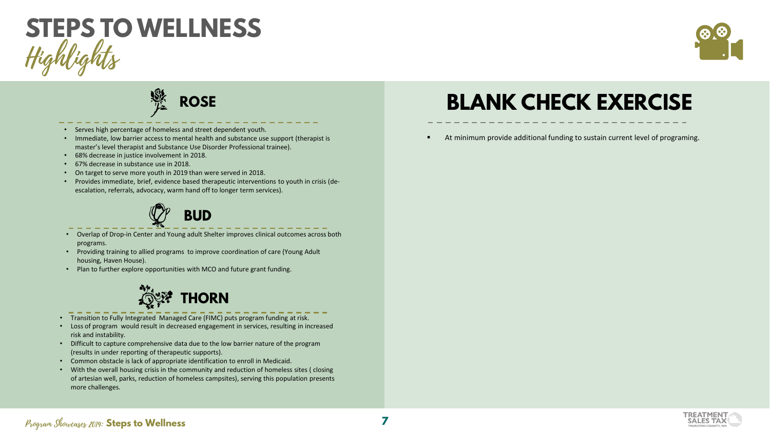# STEPS TO WELLNESS
## Highlights

### ROSE

- Serves high percentage of homeless and street dependent youth.
- Immediate, low barrier access to mental health and substance use support (therapist is master's level therapist and Substance Use Disorder Professional trainee).
- 68% decrease in justice involvement in 2018.
- 67% decrease in substance use in 2018.
- On target to serve more youth in 2019 than were served in 2018.
- Provides immediate, brief, evidence based therapeutic interventions to youth in crisis (de-escalation, referrals, advocacy, warm hand off to longer term services).

### BUD

- Overlap of Drop-in Center and Young adult Shelter improves clinical outcomes across both programs.
- Providing training to allied programs to improve coordination of care (Young Adult housing, Haven House).
- Plan to further explore opportunities with MCO and future grant funding.

### THORN

- Transition to Fully Integrated Managed Care (FIMC) puts program funding at risk.
- Loss of program would result in decreased engagement in services, resulting in increased risk and instability.
- Difficult to capture comprehensive data due to the low barrier nature of the program (results in under reporting of therapeutic supports).
- Common obstacle is lack of appropriate identification to enroll in Medicaid.
- With the overall housing crisis in the community and reduction of homeless sites ( closing of artesian well, parks, reduction of homeless campsites), serving this population presents more challenges.

## BLANK CHECK EXERCISE

- At minimum provide additional funding to sustain current level of programing.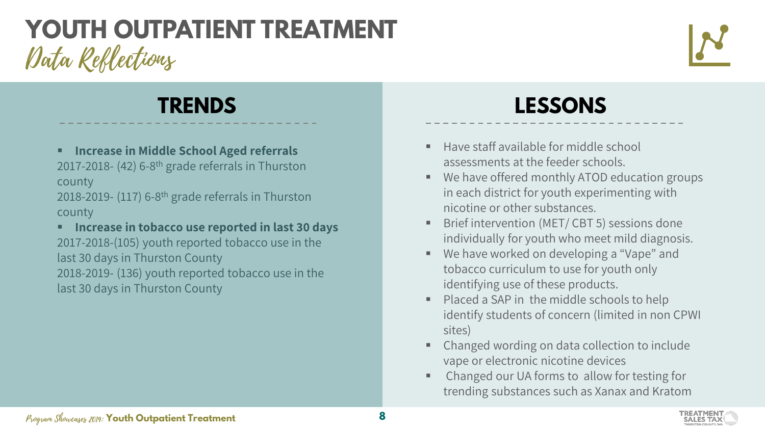# YOUTH OUTPATIENT TREATMENT

## Data Reflections

### TRENDS

- **Increase in Middle School Aged referrals**

2017-2018- (42) 6-8th grade referrals in Thurston county

2018-2019- (117) 6-8th grade referrals in Thurston county

- **Increase in tobacco use reported in last 30 days**

2017-2018-(105) youth reported tobacco use in the last 30 days in Thurston County

2018-2019- (136) youth reported tobacco use in the last 30 days in Thurston County

### LESSONS

- Have staff available for middle school assessments at the feeder schools.
- We have offered monthly ATOD education groups in each district for youth experimenting with nicotine or other substances.
- Brief intervention (MET/ CBT 5) sessions done individually for youth who meet mild diagnosis.
- We have worked on developing a "Vape" and tobacco curriculum to use for youth only identifying use of these products.
- Placed a SAP in the middle schools to help identify students of concern (limited in non CPWI sites)
- Changed wording on data collection to include vape or electronic nicotine devices
- Changed our UA forms to allow for testing for trending substances such as Xanax and Kratom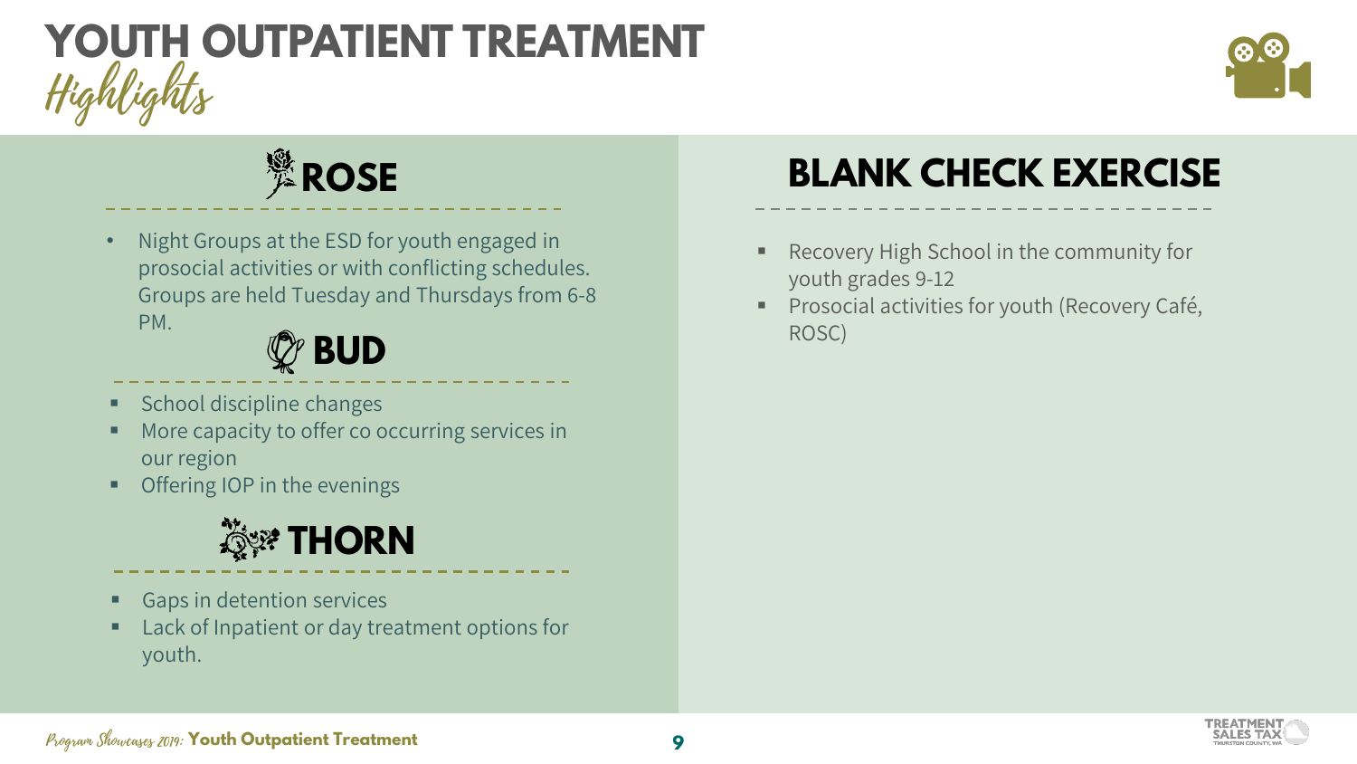# YOUTH OUTPATIENT TREATMENT
## Highlights

### ROSE

- Night Groups at the ESD for youth engaged in prosocial activities or with conflicting schedules. Groups are held Tuesday and Thursdays from 6-8 PM.

### BUD

- School discipline changes
- More capacity to offer co occurring services in our region
- Offering IOP in the evenings

### THORN

- Gaps in detention services
- Lack of Inpatient or day treatment options for youth.

### BLANK CHECK EXERCISE

- Recovery High School in the community for youth grades 9-12
- Prosocial activities for youth (Recovery Café, ROSC)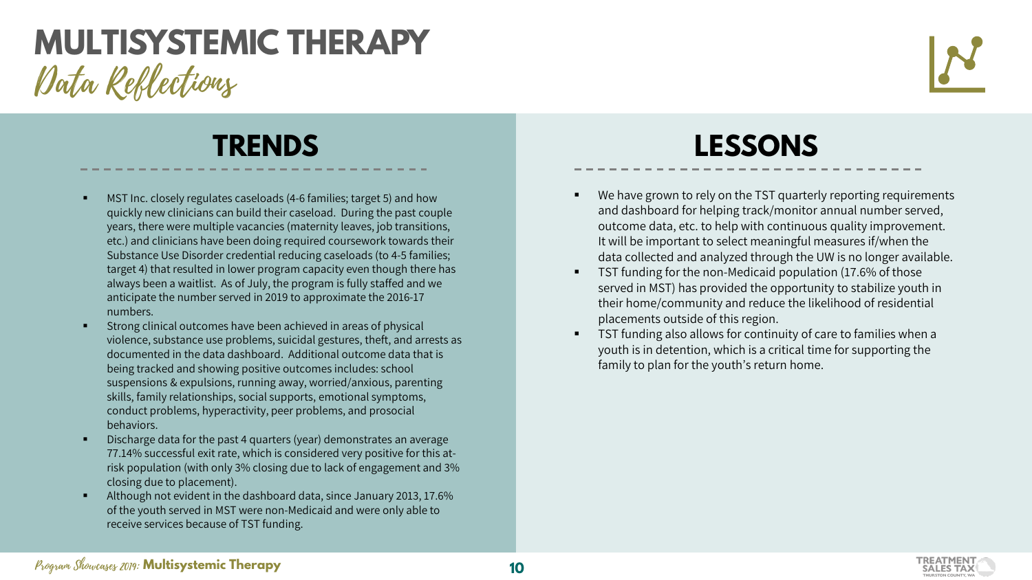# MULTISYSTEMIC THERAPY

## Data Reflections

## TRENDS

- MST Inc. closely regulates caseloads (4-6 families; target 5) and how quickly new clinicians can build their caseload. During the past couple years, there were multiple vacancies (maternity leaves, job transitions, etc.) and clinicians have been doing required coursework towards their Substance Use Disorder credential reducing caseloads (to 4-5 families; target 4) that resulted in lower program capacity even though there has always been a waitlist. As of July, the program is fully staffed and we anticipate the number served in 2019 to approximate the 2016-17 numbers.
- Strong clinical outcomes have been achieved in areas of physical violence, substance use problems, suicidal gestures, theft, and arrests as documented in the data dashboard. Additional outcome data that is being tracked and showing positive outcomes includes: school suspensions & expulsions, running away, worried/anxious, parenting skills, family relationships, social supports, emotional symptoms, conduct problems, hyperactivity, peer problems, and prosocial behaviors.
- Discharge data for the past 4 quarters (year) demonstrates an average 77.14% successful exit rate, which is considered very positive for this at-risk population (with only 3% closing due to lack of engagement and 3% closing due to placement).
- Although not evident in the dashboard data, since January 2013, 17.6% of the youth served in MST were non-Medicaid and were only able to receive services because of TST funding.

## LESSONS

- We have grown to rely on the TST quarterly reporting requirements and dashboard for helping track/monitor annual number served, outcome data, etc. to help with continuous quality improvement. It will be important to select meaningful measures if/when the data collected and analyzed through the UW is no longer available.
- TST funding for the non-Medicaid population (17.6% of those served in MST) has provided the opportunity to stabilize youth in their home/community and reduce the likelihood of residential placements outside of this region.
- TST funding also allows for continuity of care to families when a youth is in detention, which is a critical time for supporting the family to plan for the youth's return home.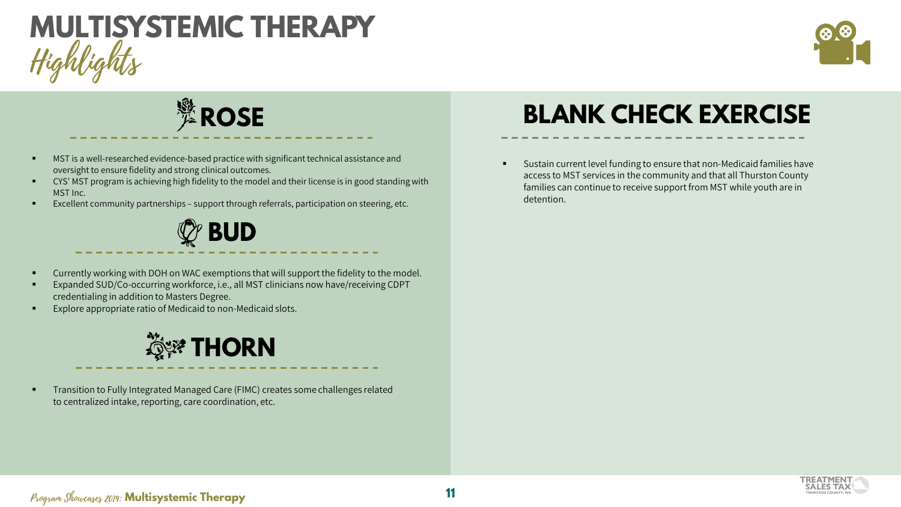# MULTISYSTEMIC THERAPY

## Highlights

### ROSE

- MST is a well-researched evidence-based practice with significant technical assistance and oversight to ensure fidelity and strong clinical outcomes.
- CYS' MST program is achieving high fidelity to the model and their license is in good standing with MST Inc.
- Excellent community partnerships – support through referrals, participation on steering, etc.

### BUD

- Currently working with DOH on WAC exemptions that will support the fidelity to the model.
- Expanded SUD/Co-occurring workforce, i.e., all MST clinicians now have/receiving CDPT credentialing in addition to Masters Degree.
- Explore appropriate ratio of Medicaid to non-Medicaid slots.

### THORN

- Transition to Fully Integrated Managed Care (FIMC) creates some challenges related to centralized intake, reporting, care coordination, etc.

### BLANK CHECK EXERCISE

- Sustain current level funding to ensure that non-Medicaid families have access to MST services in the community and that all Thurston County families can continue to receive support from MST while youth are in detention.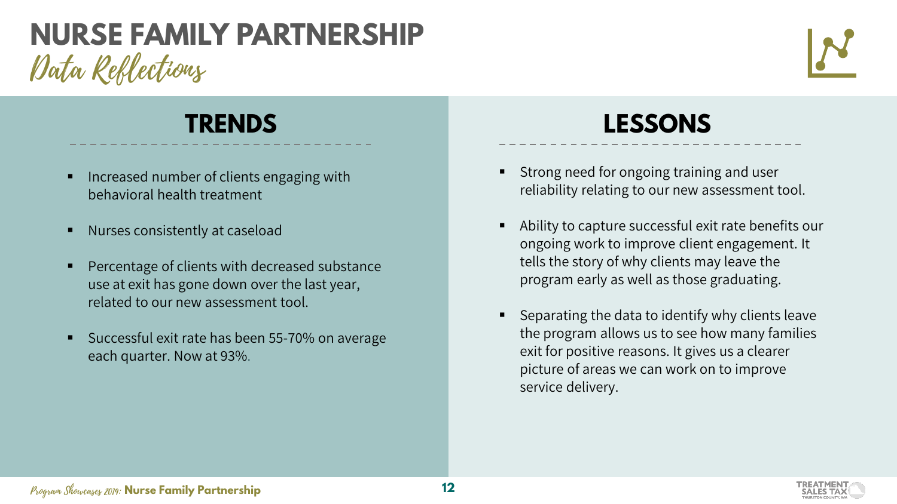# NURSE FAMILY PARTNERSHIP

## Data Reflections

### TRENDS

- Increased number of clients engaging with behavioral health treatment
- Nurses consistently at caseload
- Percentage of clients with decreased substance use at exit has gone down over the last year, related to our new assessment tool.
- Successful exit rate has been 55-70% on average each quarter. Now at 93%.

### LESSONS

- Strong need for ongoing training and user reliability relating to our new assessment tool.
- Ability to capture successful exit rate benefits our ongoing work to improve client engagement. It tells the story of why clients may leave the program early as well as those graduating.
- Separating the data to identify why clients leave the program allows us to see how many families exit for positive reasons. It gives us a clearer picture of areas we can work on to improve service delivery.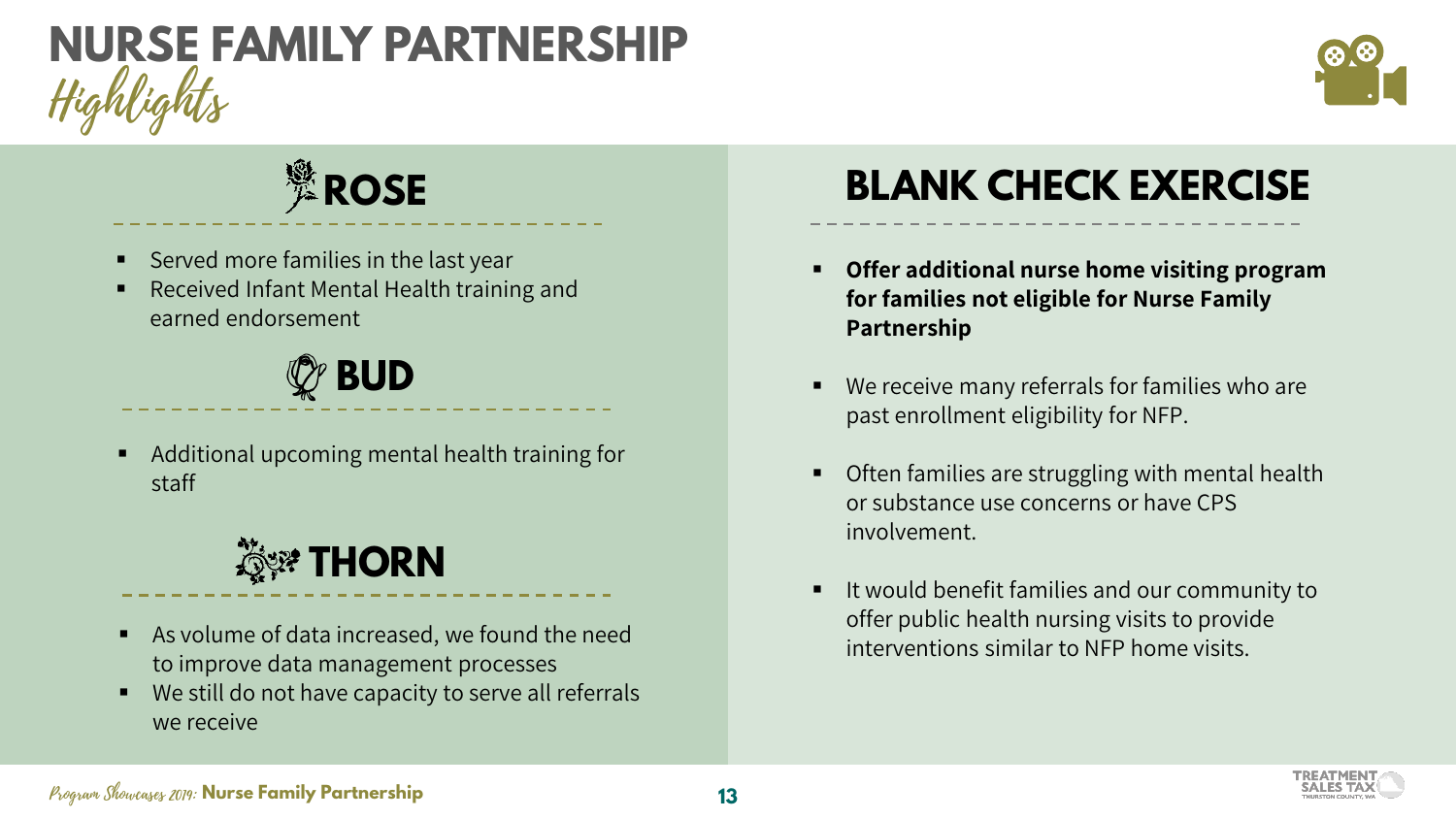# NURSE FAMILY PARTNERSHIP

*Highlights*

## ROSE

- Served more families in the last year
- Received Infant Mental Health training and earned endorsement

## BUD

- Additional upcoming mental health training for staff

## THORN

- As volume of data increased, we found the need to improve data management processes
- We still do not have capacity to serve all referrals we receive

## BLANK CHECK EXERCISE

- **Offer additional nurse home visiting program for families not eligible for Nurse Family Partnership**
- We receive many referrals for families who are past enrollment eligibility for NFP.
- Often families are struggling with mental health or substance use concerns or have CPS involvement.
- It would benefit families and our community to offer public health nursing visits to provide interventions similar to NFP home visits.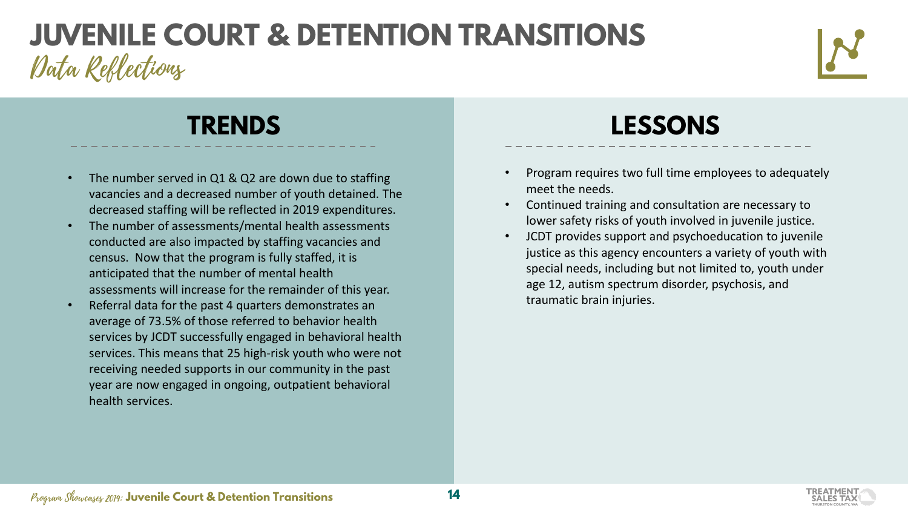# JUVENILE COURT & DETENTION TRANSITIONS

*Data Reflections*

## TRENDS

- The number served in Q1 & Q2 are down due to staffing vacancies and a decreased number of youth detained. The decreased staffing will be reflected in 2019 expenditures.
- The number of assessments/mental health assessments conducted are also impacted by staffing vacancies and census. Now that the program is fully staffed, it is anticipated that the number of mental health assessments will increase for the remainder of this year.
- Referral data for the past 4 quarters demonstrates an average of 73.5% of those referred to behavior health services by JCDT successfully engaged in behavioral health services. This means that 25 high-risk youth who were not receiving needed supports in our community in the past year are now engaged in ongoing, outpatient behavioral health services.

## LESSONS

- Program requires two full time employees to adequately meet the needs.
- Continued training and consultation are necessary to lower safety risks of youth involved in juvenile justice.
- JCDT provides support and psychoeducation to juvenile justice as this agency encounters a variety of youth with special needs, including but not limited to, youth under age 12, autism spectrum disorder, psychosis, and traumatic brain injuries.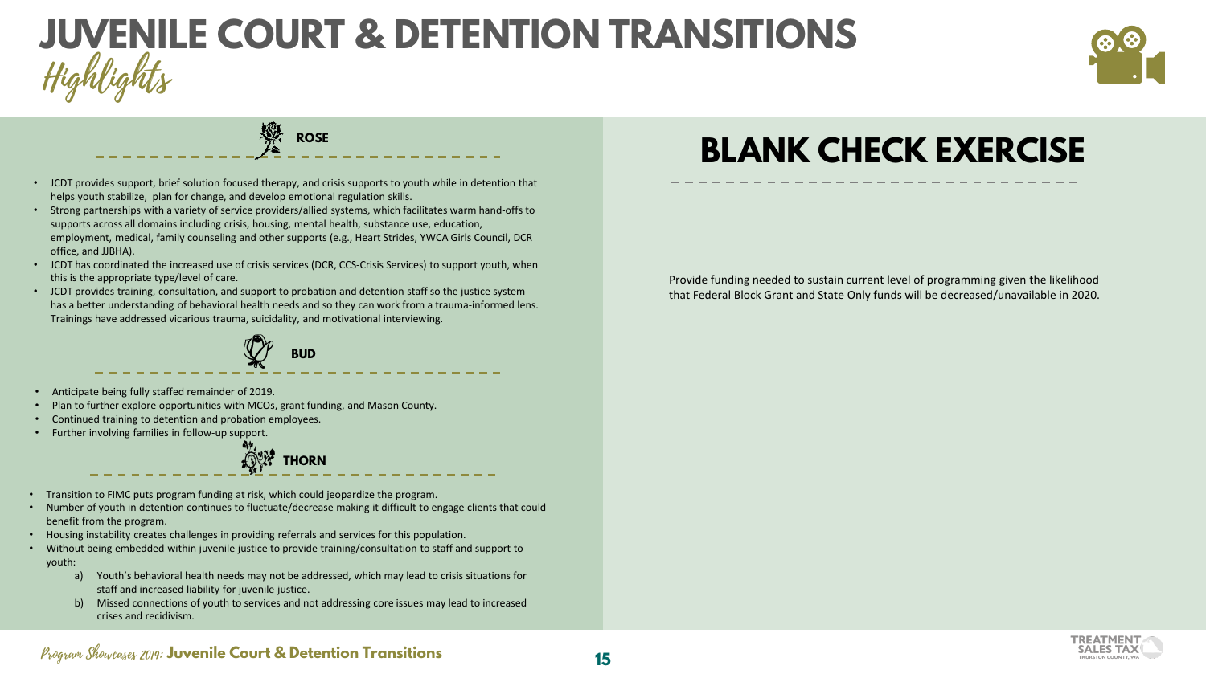# JUVENILE COURT & DETENTION TRANSITIONS

*Highlights*

## ROSE

- JCDT provides support, brief solution focused therapy, and crisis supports to youth while in detention that helps youth stabilize, plan for change, and develop emotional regulation skills.
- Strong partnerships with a variety of service providers/allied systems, which facilitates warm hand-offs to supports across all domains including crisis, housing, mental health, substance use, education, employment, medical, family counseling and other supports (e.g., Heart Strides, YWCA Girls Council, DCR office, and JJBHA).
- JCDT has coordinated the increased use of crisis services (DCR, CCS-Crisis Services) to support youth, when this is the appropriate type/level of care.
- JCDT provides training, consultation, and support to probation and detention staff so the justice system has a better understanding of behavioral health needs and so they can work from a trauma-informed lens. Trainings have addressed vicarious trauma, suicidality, and motivational interviewing.

## BUD

- Anticipate being fully staffed remainder of 2019.
- Plan to further explore opportunities with MCOs, grant funding, and Mason County.
- Continued training to detention and probation employees.
- Further involving families in follow-up support.

## THORN

- Transition to FIMC puts program funding at risk, which could jeopardize the program.
- Number of youth in detention continues to fluctuate/decrease making it difficult to engage clients that could benefit from the program.
- Housing instability creates challenges in providing referrals and services for this population.
- Without being embedded within juvenile justice to provide training/consultation to staff and support to youth:
  a) Youth's behavioral health needs may not be addressed, which may lead to crisis situations for staff and increased liability for juvenile justice.
  b) Missed connections of youth to services and not addressing core issues may lead to increased crises and recidivism.

## BLANK CHECK EXERCISE

Provide funding needed to sustain current level of programming given the likelihood that Federal Block Grant and State Only funds will be decreased/unavailable in 2020.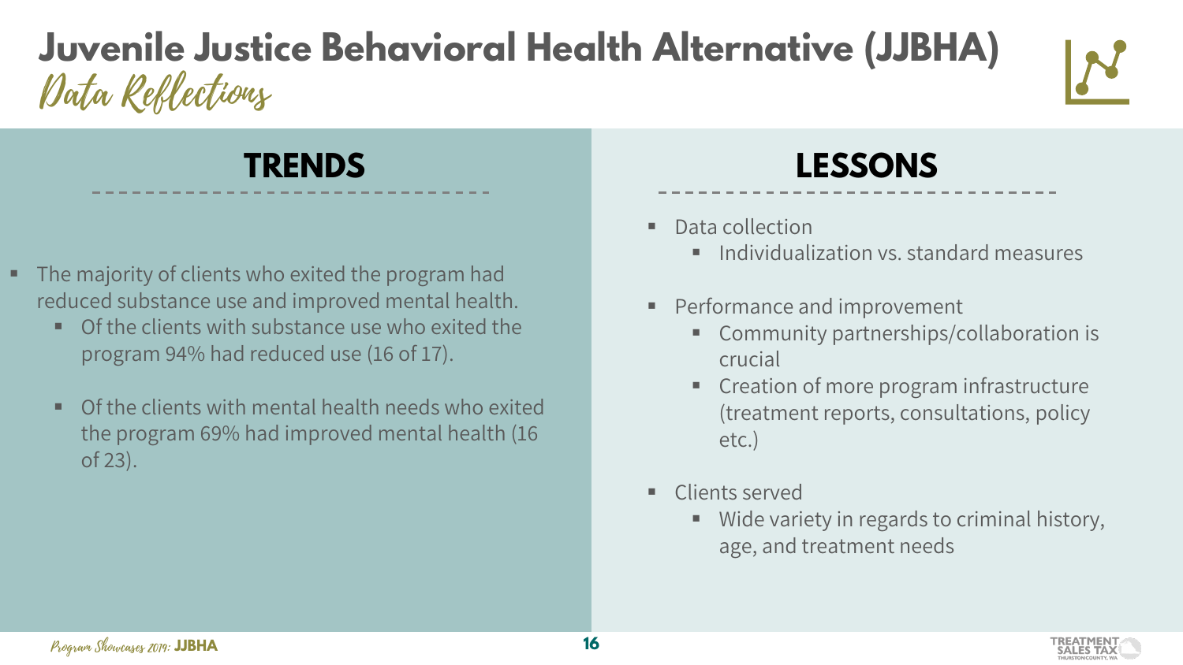# Juvenile Justice Behavioral Health Alternative (JJBHA)

## Data Reflections

### TRENDS

- The majority of clients who exited the program had reduced substance use and improved mental health.
  - Of the clients with substance use who exited the program 94% had reduced use (16 of 17).
  - Of the clients with mental health needs who exited the program 69% had improved mental health (16 of 23).

### LESSONS

- Data collection
  - Individualization vs. standard measures
- Performance and improvement
  - Community partnerships/collaboration is crucial
  - Creation of more program infrastructure (treatment reports, consultations, policy etc.)
- Clients served
  - Wide variety in regards to criminal history, age, and treatment needs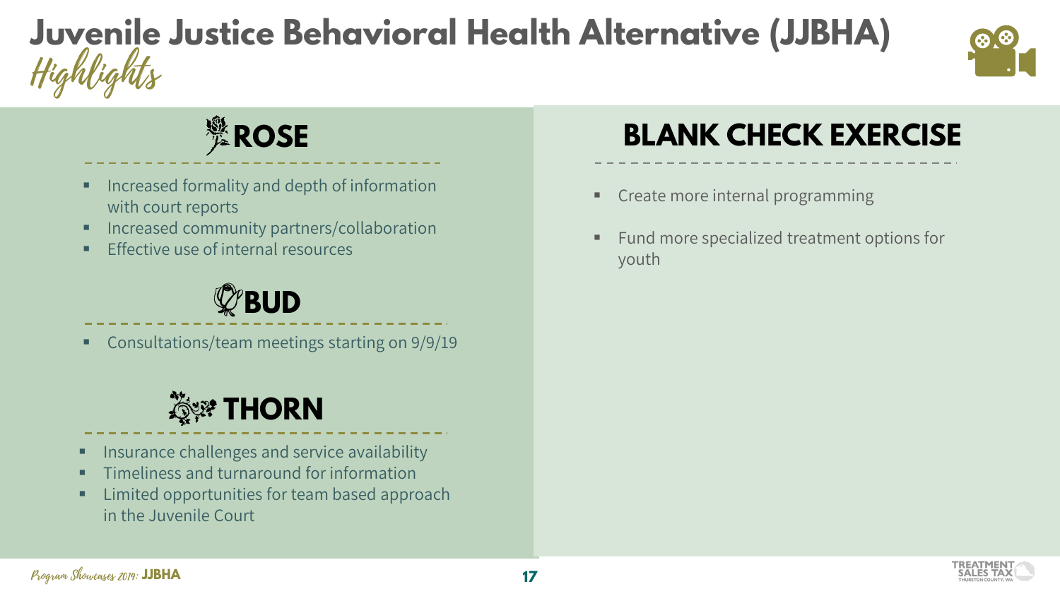# Juvenile Justice Behavioral Health Alternative (JJBHA)

## Highlights

### ROSE

- Increased formality and depth of information with court reports
- Increased community partners/collaboration
- Effective use of internal resources

### BUD

- Consultations/team meetings starting on 9/9/19

### THORN

- Insurance challenges and service availability
- Timeliness and turnaround for information
- Limited opportunities for team based approach in the Juvenile Court

### BLANK CHECK EXERCISE

- Create more internal programming
- Fund more specialized treatment options for youth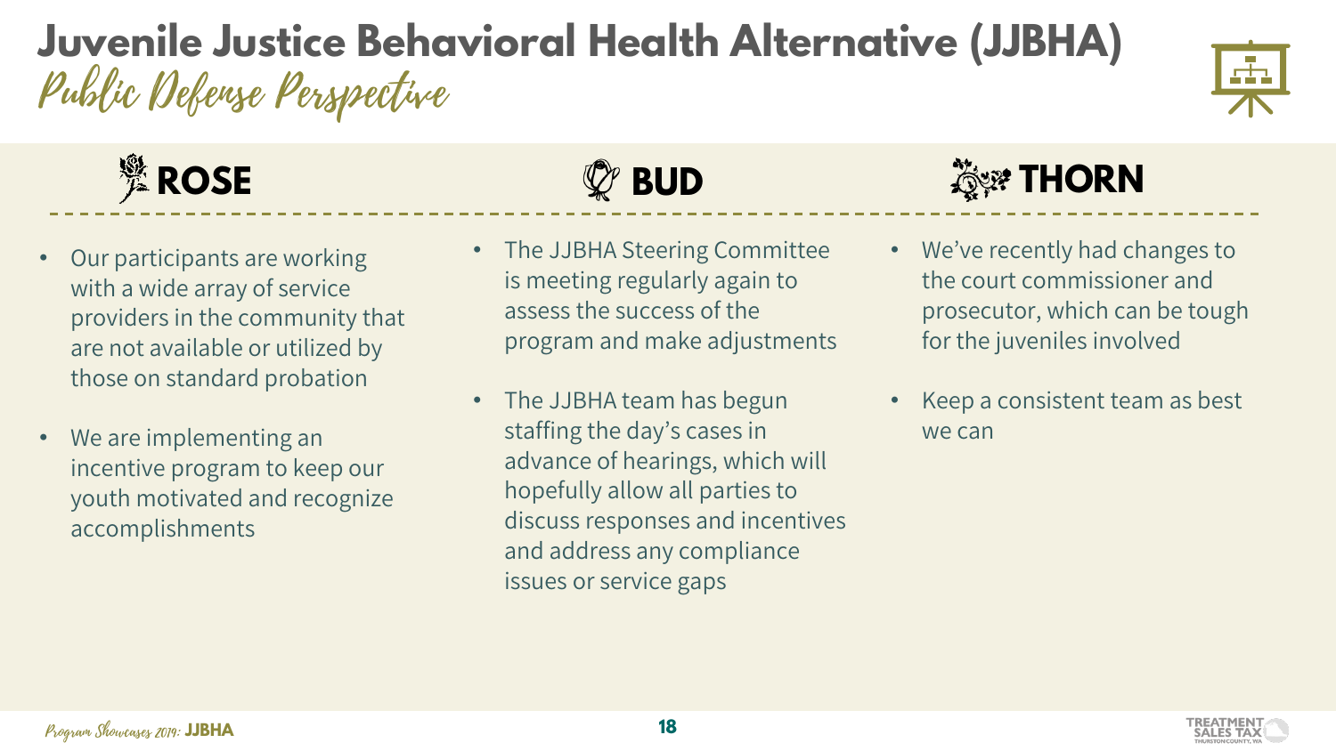# Juvenile Justice Behavioral Health Alternative (JJBHA)

## Public Defense Perspective

### ROSE

- Our participants are working with a wide array of service providers in the community that are not available or utilized by those on standard probation
- We are implementing an incentive program to keep our youth motivated and recognize accomplishments

### BUD

- The JJBHA Steering Committee is meeting regularly again to assess the success of the program and make adjustments
- The JJBHA team has begun staffing the day's cases in advance of hearings, which will hopefully allow all parties to discuss responses and incentives and address any compliance issues or service gaps

### THORN

- We've recently had changes to the court commissioner and prosecutor, which can be tough for the juveniles involved
- Keep a consistent team as best we can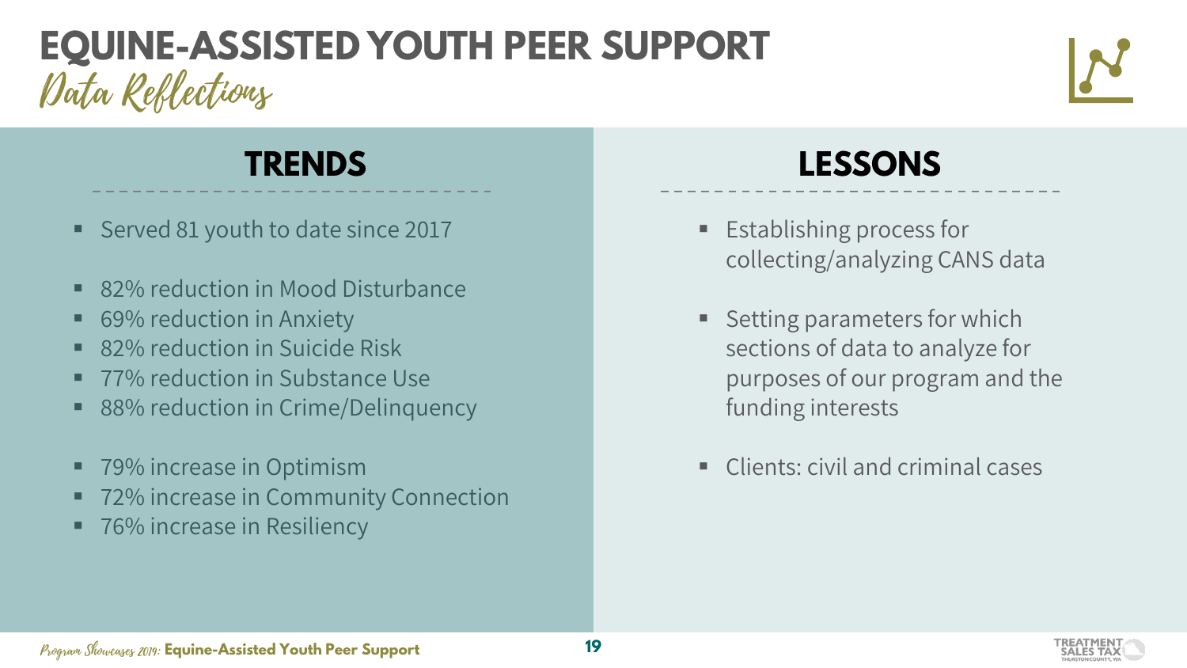# EQUINE-ASSISTED YOUTH PEER SUPPORT

## *Data Reflections*

### TRENDS

- Served 81 youth to date since 2017

- 82% reduction in Mood Disturbance
- 69% reduction in Anxiety
- 82% reduction in Suicide Risk
- 77% reduction in Substance Use
- 88% reduction in Crime/Delinquency

- 79% increase in Optimism
- 72% increase in Community Connection
- 76% increase in Resiliency

### LESSONS

- Establishing process for collecting/analyzing CANS data

- Setting parameters for which sections of data to analyze for purposes of our program and the funding interests

- Clients: civil and criminal cases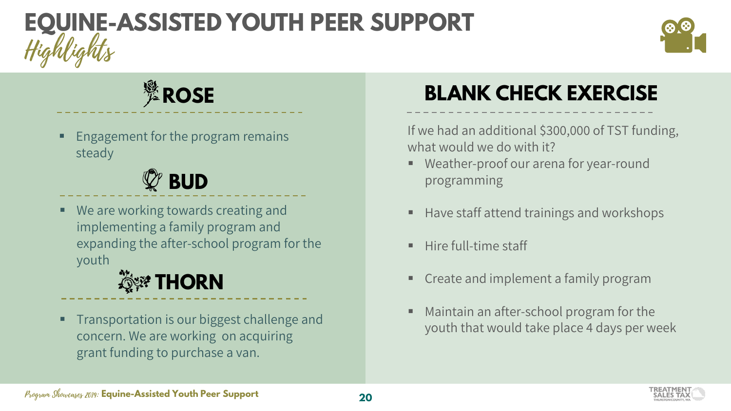# EQUINE-ASSISTED YOUTH PEER SUPPORT

*Highlights*

## ROSE

- Engagement for the program remains steady

## BUD

- We are working towards creating and implementing a family program and expanding the after-school program for the youth

## THORN

- Transportation is our biggest challenge and concern. We are working on acquiring grant funding to purchase a van.

## BLANK CHECK EXERCISE

If we had an additional $300,000 of TST funding, what would we do with it?

- Weather-proof our arena for year-round programming
- Have staff attend trainings and workshops
- Hire full-time staff
- Create and implement a family program
- Maintain an after-school program for the youth that would take place 4 days per week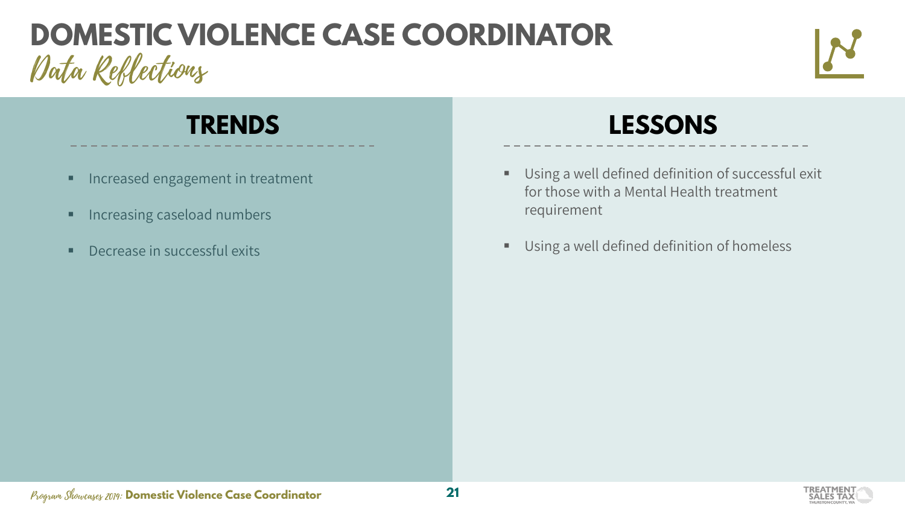# DOMESTIC VIOLENCE CASE COORDINATOR

## Data Reflections

### TRENDS

- Increased engagement in treatment
- Increasing caseload numbers
- Decrease in successful exits

### LESSONS

- Using a well defined definition of successful exit for those with a Mental Health treatment requirement
- Using a well defined definition of homeless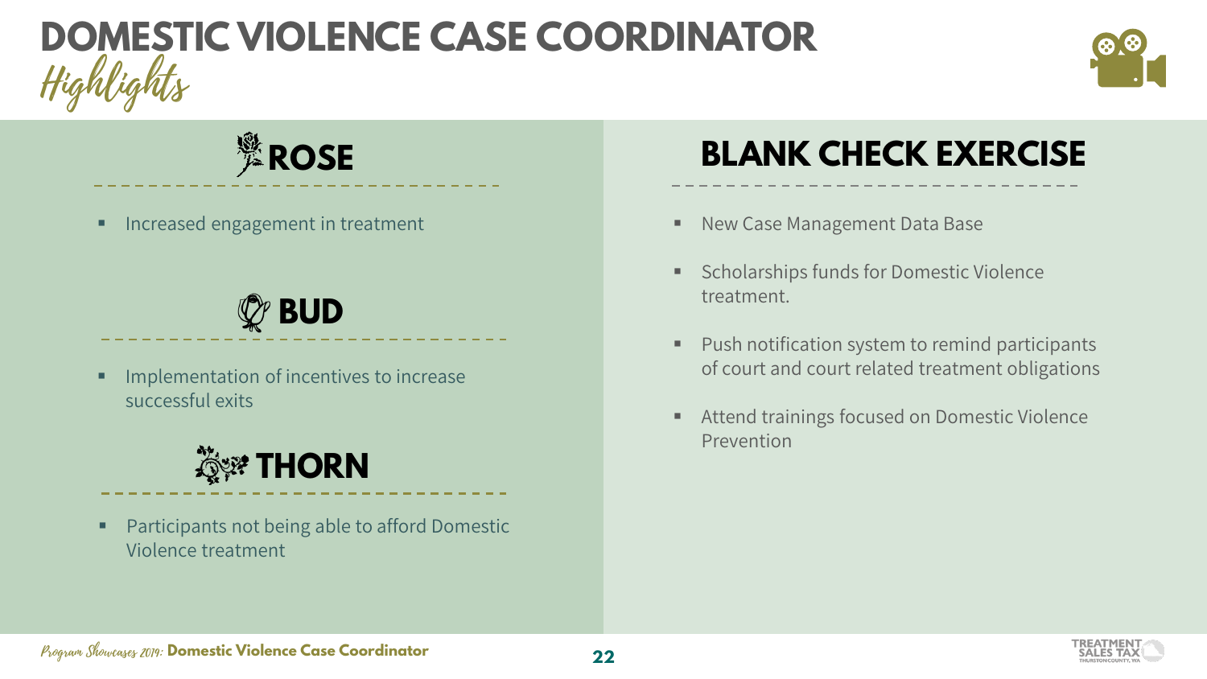# DOMESTIC VIOLENCE CASE COORDINATOR

## Highlights

### ROSE

- Increased engagement in treatment

### BUD

- Implementation of incentives to increase successful exits

### THORN

- Participants not being able to afford Domestic Violence treatment

### BLANK CHECK EXERCISE

- New Case Management Data Base
- Scholarships funds for Domestic Violence treatment.
- Push notification system to remind participants of court and court related treatment obligations
- Attend trainings focused on Domestic Violence Prevention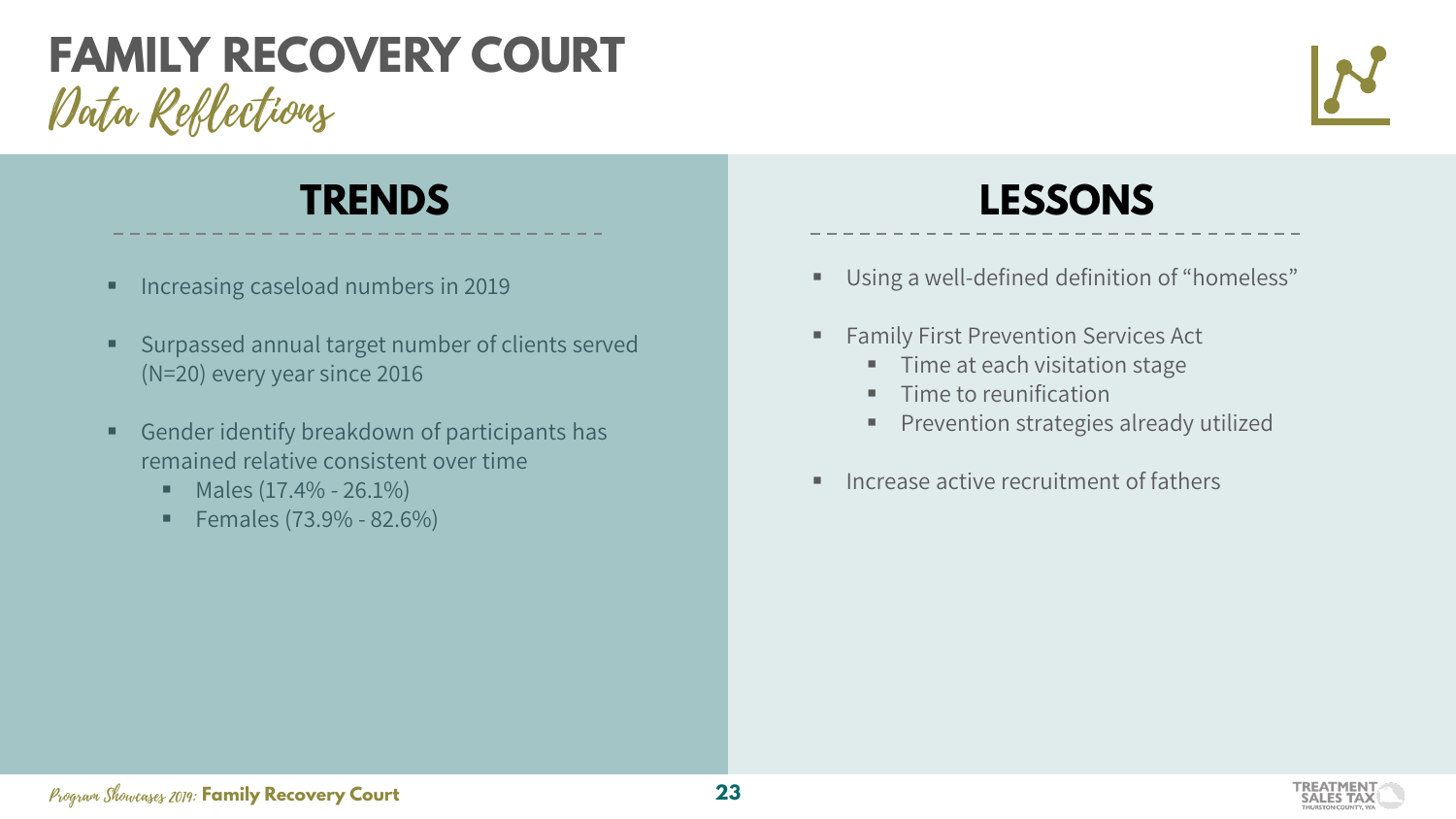# FAMILY RECOVERY COURT

## Data Reflections

### TRENDS

- Increasing caseload numbers in 2019
- Surpassed annual target number of clients served (N=20) every year since 2016
- Gender identify breakdown of participants has remained relative consistent over time
  - Males (17.4% - 26.1%)
  - Females (73.9% - 82.6%)

### LESSONS

- Using a well-defined definition of "homeless"
- Family First Prevention Services Act
  - Time at each visitation stage
  - Time to reunification
  - Prevention strategies already utilized
- Increase active recruitment of fathers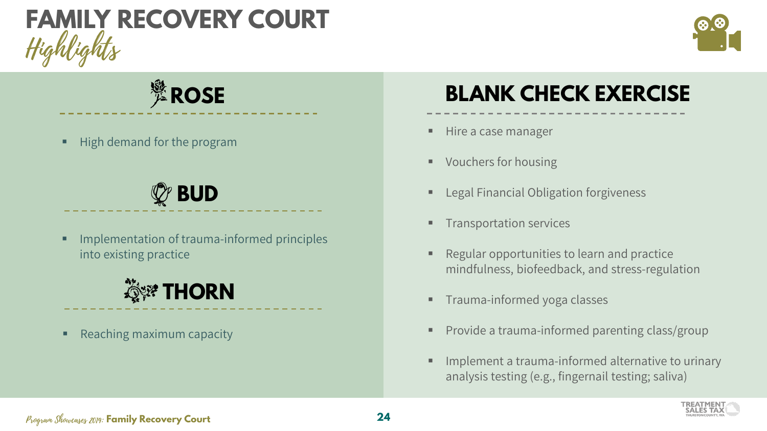# FAMILY RECOVERY COURT

*Highlights*

## ROSE

- High demand for the program

## BUD

- Implementation of trauma-informed principles into existing practice

## THORN

- Reaching maximum capacity

## BLANK CHECK EXERCISE

- Hire a case manager
- Vouchers for housing
- Legal Financial Obligation forgiveness
- Transportation services
- Regular opportunities to learn and practice mindfulness, biofeedback, and stress-regulation
- Trauma-informed yoga classes
- Provide a trauma-informed parenting class/group
- Implement a trauma-informed alternative to urinary analysis testing (e.g., fingernail testing; saliva)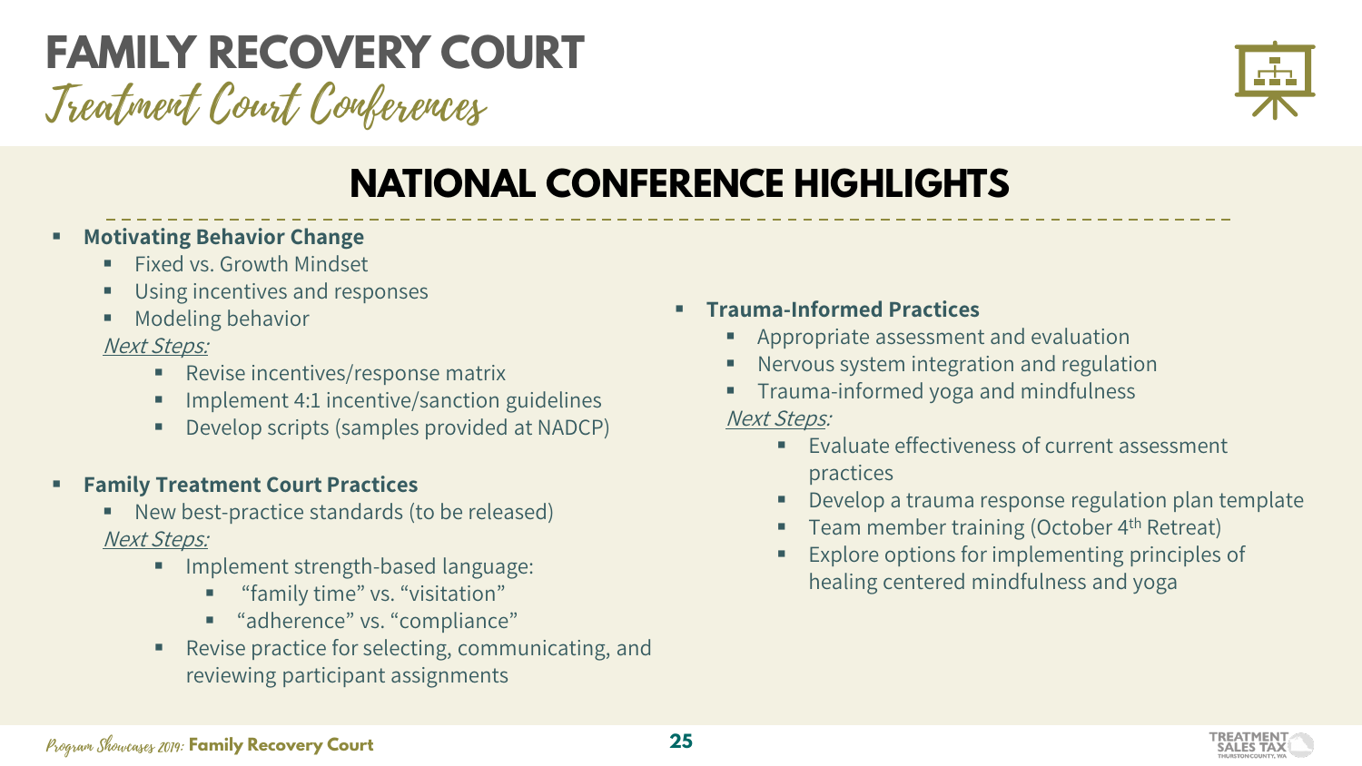# FAMILY RECOVERY COURT

## Treatment Court Conferences

## NATIONAL CONFERENCE HIGHLIGHTS

- **Motivating Behavior Change**
  - Fixed vs. Growth Mindset
  - Using incentives and responses
  - Modeling behavior

  *Next Steps:*
    - Revise incentives/response matrix
    - Implement 4:1 incentive/sanction guidelines
    - Develop scripts (samples provided at NADCP)

- **Family Treatment Court Practices**
  - New best-practice standards (to be released)

  *Next Steps:*
    - Implement strength-based language:
      - "family time" vs. "visitation"
      - "adherence" vs. "compliance"
    - Revise practice for selecting, communicating, and reviewing participant assignments

- **Trauma-Informed Practices**
  - Appropriate assessment and evaluation
  - Nervous system integration and regulation
  - Trauma-informed yoga and mindfulness

  *Next Steps:*
    - Evaluate effectiveness of current assessment practices
    - Develop a trauma response regulation plan template
    - Team member training (October 4th Retreat)
    - Explore options for implementing principles of healing centered mindfulness and yoga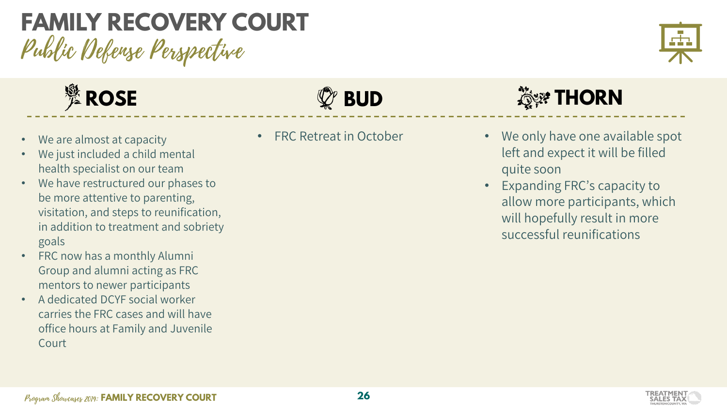# FAMILY RECOVERY COURT

## *Public Defense Perspective*

### ROSE

- We are almost at capacity
- We just included a child mental health specialist on our team
- We have restructured our phases to be more attentive to parenting, visitation, and steps to reunification, in addition to treatment and sobriety goals
- FRC now has a monthly Alumni Group and alumni acting as FRC mentors to newer participants
- A dedicated DCYF social worker carries the FRC cases and will have office hours at Family and Juvenile Court

### BUD

- FRC Retreat in October

### THORN

- We only have one available spot left and expect it will be filled quite soon
- Expanding FRC's capacity to allow more participants, which will hopefully result in more successful reunifications